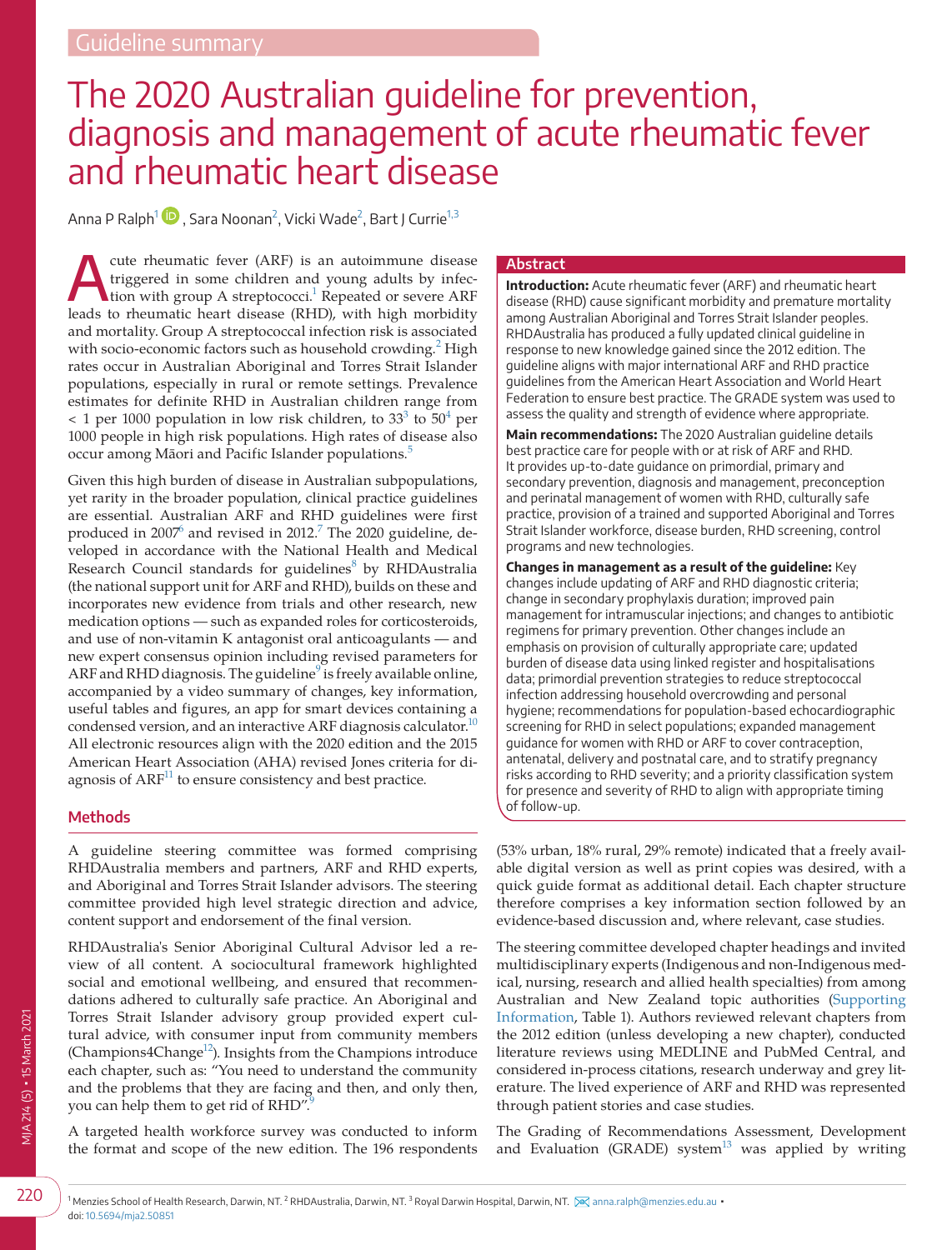Guideline summary

# The 2020 Australian guideline for prevention, diagnosis and management of acute rheumatic fever and rheumatic heart disease

Anna P Ralph[1], Sara Noonan[2], Vicki Wade[2], Bart J Currie[1,3]

## Abstract

**Introduction:** Acute rheumatic fever (ARF) and rheumatic heart disease (RHD) cause significant morbidity and premature mortality among Australian Aboriginal and Torres Strait Islander peoples. RHDAustralia has produced a fully updated clinical guideline in response to new knowledge gained since the 2012 edition. The guideline aligns with major international ARF and RHD practice guidelines from the American Heart Association and World Heart Federation to ensure best practice. The GRADE system was used to assess the quality and strength of evidence where appropriate.

**Main recommendations:** The 2020 Australian guideline details best practice care for people with or at risk of ARF and RHD. It provides up-to-date guidance on primordial, primary and secondary prevention, diagnosis and management, preconception and perinatal management of women with RHD, culturally safe practice, provision of a trained and supported Aboriginal and Torres Strait Islander workforce, disease burden, RHD screening, control programs and new technologies.

**Changes in management as a result of the guideline:** Key changes include updating of ARF and RHD diagnostic criteria; change in secondary prophylaxis duration; improved pain management for intramuscular injections; and changes to antibiotic regimens for primary prevention. Other changes include an emphasis on provision of culturally appropriate care; updated burden of disease data using linked register and hospitalisations data; primordial prevention strategies to reduce streptococcal infection addressing household overcrowding and personal hygiene; recommendations for population-based echocardiographic screening for RHD in select populations; expanded management guidance for women with RHD or ARF to cover contraception, antenatal, delivery and postnatal care, and to stratify pregnancy risks according to RHD severity; and a priority classification system for presence and severity of RHD to align with appropriate timing of follow-up.

Acute rheumatic fever (ARF) is an autoimmune disease triggered in some children and young adults by infection with group A streptococci.[1] Repeated or severe ARF leads to rheumatic heart disease (RHD), with high morbidity and mortality. Group A streptococcal infection risk is associated with socio-economic factors such as household crowding.[2] High rates occur in Australian Aboriginal and Torres Strait Islander populations, especially in rural or remote settings. Prevalence estimates for definite RHD in Australian children range from < 1 per 1000 population in low risk children, to 33[3] to 50[4] per 1000 people in high risk populations. High rates of disease also occur among Māori and Pacific Islander populations.[5]

Given this high burden of disease in Australian subpopulations, yet rarity in the broader population, clinical practice guidelines are essential. Australian ARF and RHD guidelines were first produced in 2007[6] and revised in 2012.[7] The 2020 guideline, developed in accordance with the National Health and Medical Research Council standards for guidelines[8] by RHDAustralia (the national support unit for ARF and RHD), builds on these and incorporates new evidence from trials and other research, new medication options — such as expanded roles for corticosteroids, and use of non-vitamin K antagonist oral anticoagulants — and new expert consensus opinion including revised parameters for ARF and RHD diagnosis. The guideline[9] is freely available online, accompanied by a video summary of changes, key information, useful tables and figures, an app for smart devices containing a condensed version, and an interactive ARF diagnosis calculator.[10] All electronic resources align with the 2020 edition and the 2015 American Heart Association (AHA) revised Jones criteria for diagnosis of ARF[11] to ensure consistency and best practice.

## Methods

A guideline steering committee was formed comprising RHDAustralia members and partners, ARF and RHD experts, and Aboriginal and Torres Strait Islander advisors. The steering committee provided high level strategic direction and advice, content support and endorsement of the final version.

RHDAustralia's Senior Aboriginal Cultural Advisor led a review of all content. A sociocultural framework highlighted social and emotional wellbeing, and ensured that recommendations adhered to culturally safe practice. An Aboriginal and Torres Strait Islander advisory group provided expert cultural advice, with consumer input from community members (Champions4Change[12]). Insights from the Champions introduce each chapter, such as: "You need to understand the community and the problems that they are facing and then, and only then, you can help them to get rid of RHD".[9]

A targeted health workforce survey was conducted to inform the format and scope of the new edition. The 196 respondents (53% urban, 18% rural, 29% remote) indicated that a freely available digital version as well as print copies was desired, with a quick guide format as additional detail. Each chapter structure therefore comprises a key information section followed by an evidence-based discussion and, where relevant, case studies.

The steering committee developed chapter headings and invited multidisciplinary experts (Indigenous and non-Indigenous medical, nursing, research and allied health specialties) from among Australian and New Zealand topic authorities (Supporting Information, Table 1). Authors reviewed relevant chapters from the 2012 edition (unless developing a new chapter), conducted literature reviews using MEDLINE and PubMed Central, and considered in-process citations, research underway and grey literature. The lived experience of ARF and RHD was represented through patient stories and case studies.

The Grading of Recommendations Assessment, Development and Evaluation (GRADE) system[13] was applied by writing

[1] Menzies School of Health Research, Darwin, NT. [2] RHDAustralia, Darwin, NT. [3] Royal Darwin Hospital, Darwin, NT. anna.ralph@menzies.edu.au • doi: 10.5694/mja2.50851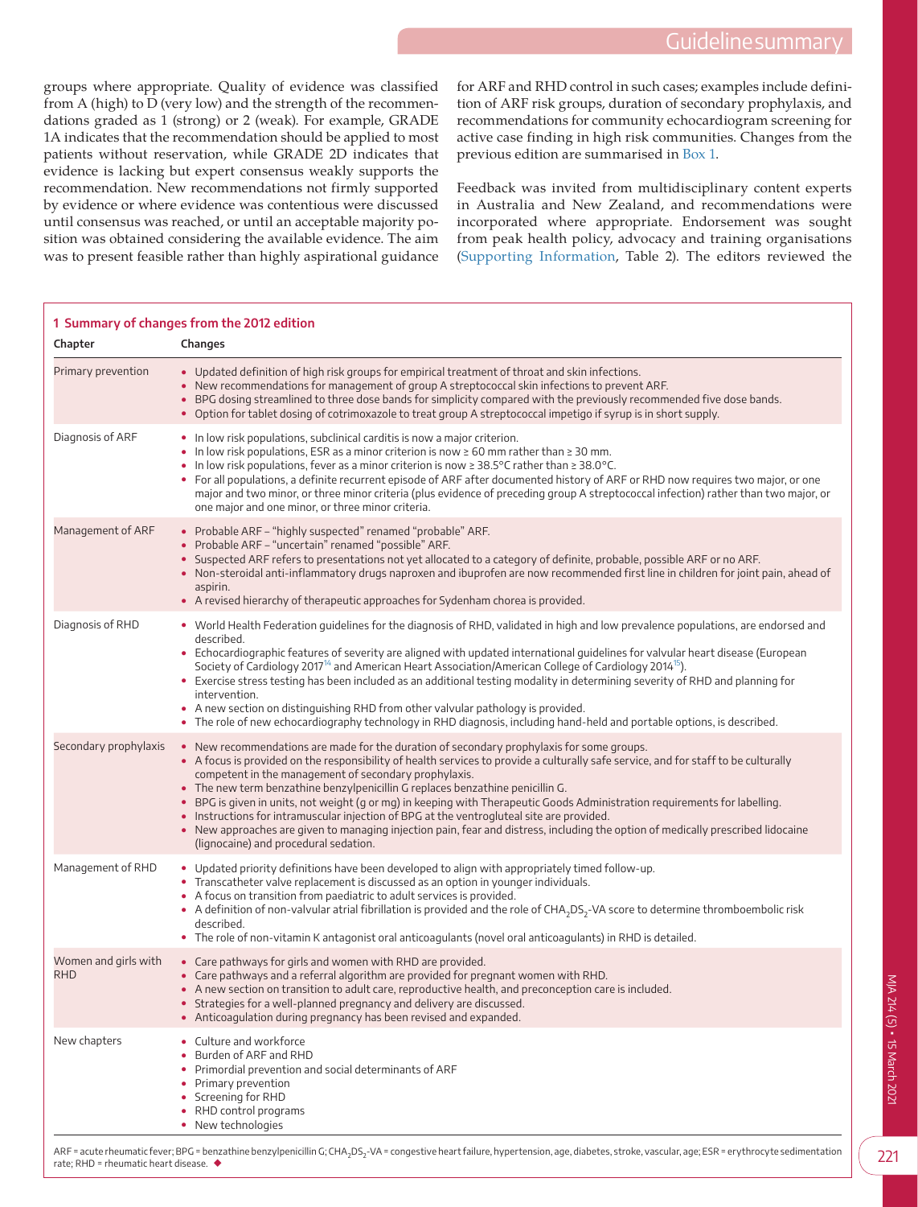groups where appropriate. Quality of evidence was classified from A (high) to D (very low) and the strength of the recommendations graded as 1 (strong) or 2 (weak). For example, GRADE 1A indicates that the recommendation should be applied to most patients without reservation, while GRADE 2D indicates that evidence is lacking but expert consensus weakly supports the recommendation. New recommendations not firmly supported by evidence or where evidence was contentious were discussed until consensus was reached, or until an acceptable majority position was obtained considering the available evidence. The aim was to present feasible rather than highly aspirational guidance for ARF and RHD control in such cases; examples include definition of ARF risk groups, duration of secondary prophylaxis, and recommendations for community echocardiogram screening for active case finding in high risk communities. Changes from the previous edition are summarised in Box 1.

Feedback was invited from multidisciplinary content experts in Australia and New Zealand, and recommendations were incorporated where appropriate. Endorsement was sought from peak health policy, advocacy and training organisations (Supporting Information, Table 2). The editors reviewed the

**1 Summary of changes from the 2012 edition**

| Chapter | Changes |
|---|---|
| Primary prevention | • Updated definition of high risk groups for empirical treatment of throat and skin infections.<br>• New recommendations for management of group A streptococcal skin infections to prevent ARF.<br>• BPG dosing streamlined to three dose bands for simplicity compared with the previously recommended five dose bands.<br>• Option for tablet dosing of cotrimoxazole to treat group A streptococcal impetigo if syrup is in short supply. |
| Diagnosis of ARF | • In low risk populations, subclinical carditis is now a major criterion.<br>• In low risk populations, ESR as a minor criterion is now ≥ 60 mm rather than ≥ 30 mm.<br>• In low risk populations, fever as a minor criterion is now ≥ 38.5°C rather than ≥ 38.0°C.<br>• For all populations, a definite recurrent episode of ARF after documented history of ARF or RHD now requires two major, or one major and two minor, or three minor criteria (plus evidence of preceding group A streptococcal infection) rather than two major, or one major and one minor, or three minor criteria. |
| Management of ARF | • Probable ARF – "highly suspected" renamed "probable" ARF.<br>• Probable ARF – "uncertain" renamed "possible" ARF.<br>• Suspected ARF refers to presentations not yet allocated to a category of definite, probable, possible ARF or no ARF.<br>• Non-steroidal anti-inflammatory drugs naproxen and ibuprofen are now recommended first line in children for joint pain, ahead of aspirin.<br>• A revised hierarchy of therapeutic approaches for Sydenham chorea is provided. |
| Diagnosis of RHD | • World Health Federation guidelines for the diagnosis of RHD, validated in high and low prevalence populations, are endorsed and described.<br>• Echocardiographic features of severity are aligned with updated international guidelines for valvular heart disease (European Society of Cardiology 2017[14] and American Heart Association/American College of Cardiology 2014[15]).<br>• Exercise stress testing has been included as an additional testing modality in determining severity of RHD and planning for intervention.<br>• A new section on distinguishing RHD from other valvular pathology is provided.<br>• The role of new echocardiography technology in RHD diagnosis, including hand-held and portable options, is described. |
| Secondary prophylaxis | • New recommendations are made for the duration of secondary prophylaxis for some groups.<br>• A focus is provided on the responsibility of health services to provide a culturally safe service, and for staff to be culturally competent in the management of secondary prophylaxis.<br>• The new term benzathine benzylpenicillin G replaces benzathine penicillin G.<br>• BPG is given in units, not weight (g or mg) in keeping with Therapeutic Goods Administration requirements for labelling.<br>• Instructions for intramuscular injection of BPG at the ventrogluteal site are provided.<br>• New approaches are given to managing injection pain, fear and distress, including the option of medically prescribed lidocaine (lignocaine) and procedural sedation. |
| Management of RHD | • Updated priority definitions have been developed to align with appropriately timed follow-up.<br>• Transcatheter valve replacement is discussed as an option in younger individuals.<br>• A focus on transition from paediatric to adult services is provided.<br>• A definition of non-valvular atrial fibrillation is provided and the role of $CHA_2DS_2$-VA score to determine thromboembolic risk described.<br>• The role of non-vitamin K antagonist oral anticoagulants (novel oral anticoagulants) in RHD is detailed. |
| Women and girls with RHD | • Care pathways for girls and women with RHD are provided.<br>• Care pathways and a referral algorithm are provided for pregnant women with RHD.<br>• A new section on transition to adult care, reproductive health, and preconception care is included.<br>• Strategies for a well-planned pregnancy and delivery are discussed.<br>• Anticoagulation during pregnancy has been revised and expanded. |
| New chapters | • Culture and workforce<br>• Burden of ARF and RHD<br>• Primordial prevention and social determinants of ARF<br>• Primary prevention<br>• Screening for RHD<br>• RHD control programs<br>• New technologies |

ARF = acute rheumatic fever; BPG = benzathine benzylpenicillin G; $CHA_2DS_2$-VA = congestive heart failure, hypertension, age, diabetes, stroke, vascular, age; ESR = erythrocyte sedimentation rate; RHD = rheumatic heart disease. ◆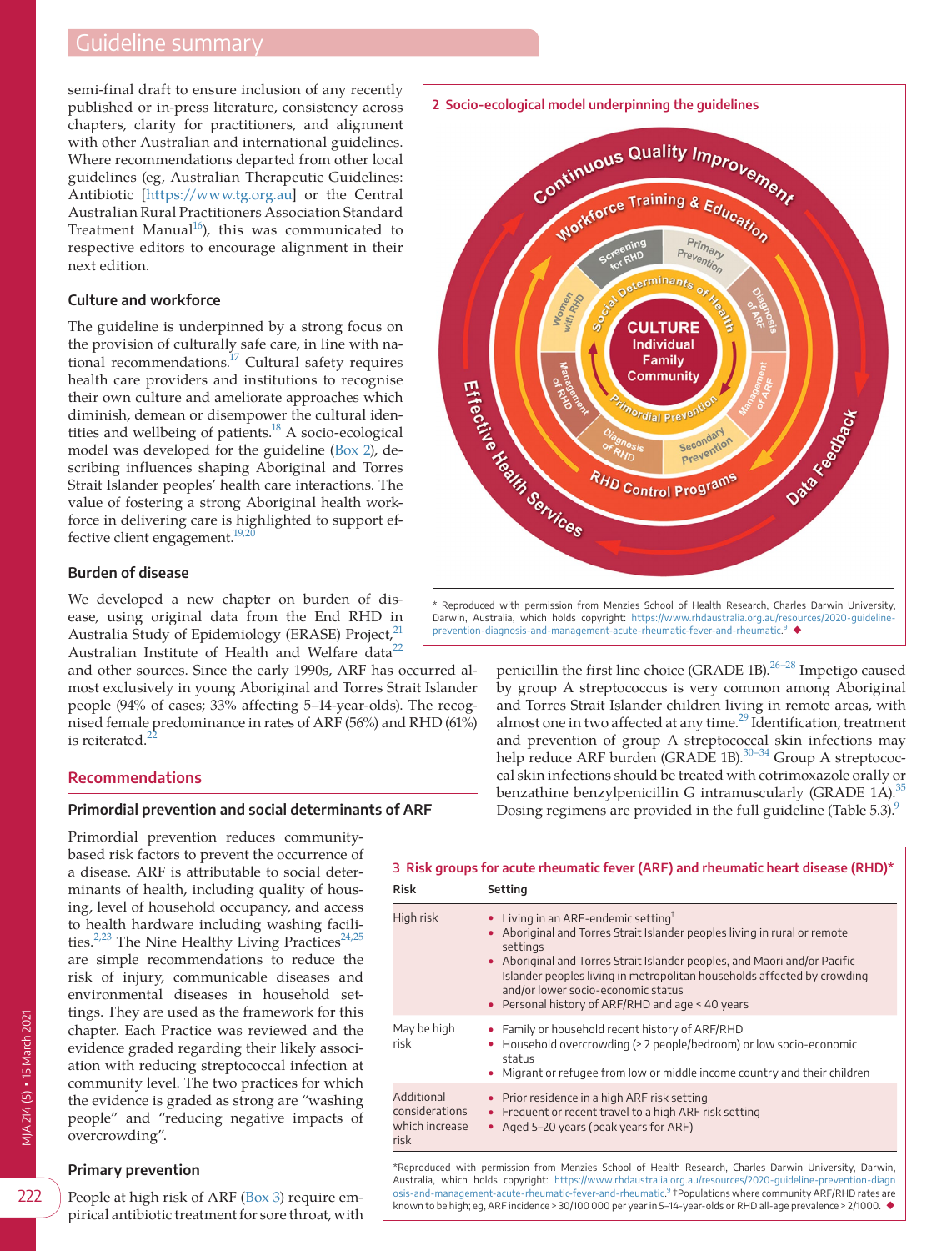semi-final draft to ensure inclusion of any recently published or in-press literature, consistency across chapters, clarity for practitioners, and alignment with other Australian and international guidelines. Where recommendations departed from other local guidelines (eg, Australian Therapeutic Guidelines: Antibiotic [https://www.tg.org.au] or the Central Australian Rural Practitioners Association Standard Treatment Manual[16]), this was communicated to respective editors to encourage alignment in their next edition.

### Culture and workforce

The guideline is underpinned by a strong focus on the provision of culturally safe care, in line with national recommendations.[17] Cultural safety requires health care providers and institutions to recognise their own culture and ameliorate approaches which diminish, demean or disempower the cultural identities and wellbeing of patients.[18] A socio-ecological model was developed for the guideline (Box 2), describing influences shaping Aboriginal and Torres Strait Islander peoples' health care interactions. The value of fostering a strong Aboriginal health workforce in delivering care is highlighted to support effective client engagement.[19,20]

### Burden of disease

We developed a new chapter on burden of disease, using original data from the End RHD in Australia Study of Epidemiology (ERASE) Project,[21] Australian Institute of Health and Welfare data[22] and other sources. Since the early 1990s, ARF has occurred almost exclusively in young Aboriginal and Torres Strait Islander people (94% of cases; 33% affecting 5–14-year-olds). The recognised female predominance in rates of ARF (56%) and RHD (61%) is reiterated.[22]

**2 Socio-ecological model underpinning the guidelines**

\* Reproduced with permission from Menzies School of Health Research, Charles Darwin University, Darwin, Australia, which holds copyright: https://www.rhdaustralia.org.au/resources/2020-guideline-prevention-diagnosis-and-management-acute-rheumatic-fever-and-rheumatic.[9] ◆

## Recommendations

### Primordial prevention and social determinants of ARF

Primordial prevention reduces community-based risk factors to prevent the occurrence of a disease. ARF is attributable to social determinants of health, including quality of housing, level of household occupancy, and access to health hardware including washing facilities.[2,23] The Nine Healthy Living Practices[24,25] are simple recommendations to reduce the risk of injury, communicable diseases and environmental diseases in household settings. They are used as the framework for this chapter. Each Practice was reviewed and the evidence graded regarding their likely association with reducing streptococcal infection at community level. The two practices for which the evidence is graded as strong are "washing people" and "reducing negative impacts of overcrowding".

### Primary prevention

People at high risk of ARF (Box 3) require empirical antibiotic treatment for sore throat, with penicillin the first line choice (GRADE 1B).[26–28] Impetigo caused by group A streptococcus is very common among Aboriginal and Torres Strait Islander children living in remote areas, with almost one in two affected at any time.[29] Identification, treatment and prevention of group A streptococcal skin infections may help reduce ARF burden (GRADE 1B).[30–34] Group A streptococcal skin infections should be treated with cotrimoxazole orally or benzathine benzylpenicillin G intramuscularly (GRADE 1A).[35] Dosing regimens are provided in the full guideline (Table 5.3).[9]

**3 Risk groups for acute rheumatic fever (ARF) and rheumatic heart disease (RHD)\***

| Risk | Setting |
|---|---|
| High risk | • Living in an ARF-endemic setting† <br> • Aboriginal and Torres Strait Islander peoples living in rural or remote settings <br> • Aboriginal and Torres Strait Islander peoples, and Māori and/or Pacific Islander peoples living in metropolitan households affected by crowding and/or lower socio-economic status <br> • Personal history of ARF/RHD and age < 40 years |
| May be high risk | • Family or household recent history of ARF/RHD <br> • Household overcrowding (> 2 people/bedroom) or low socio-economic status <br> • Migrant or refugee from low or middle income country and their children |
| Additional considerations which increase risk | • Prior residence in a high ARF risk setting <br> • Frequent or recent travel to a high ARF risk setting <br> • Aged 5–20 years (peak years for ARF) |

\*Reproduced with permission from Menzies School of Health Research, Charles Darwin University, Darwin, Australia, which holds copyright: https://www.rhdaustralia.org.au/resources/2020-guideline-prevention-diagnosis-and-management-acute-rheumatic-fever-and-rheumatic.[9] †Populations where community ARF/RHD rates are known to be high; eg, ARF incidence > 30/100 000 per year in 5–14-year-olds or RHD all-age prevalence > 2/1000. ◆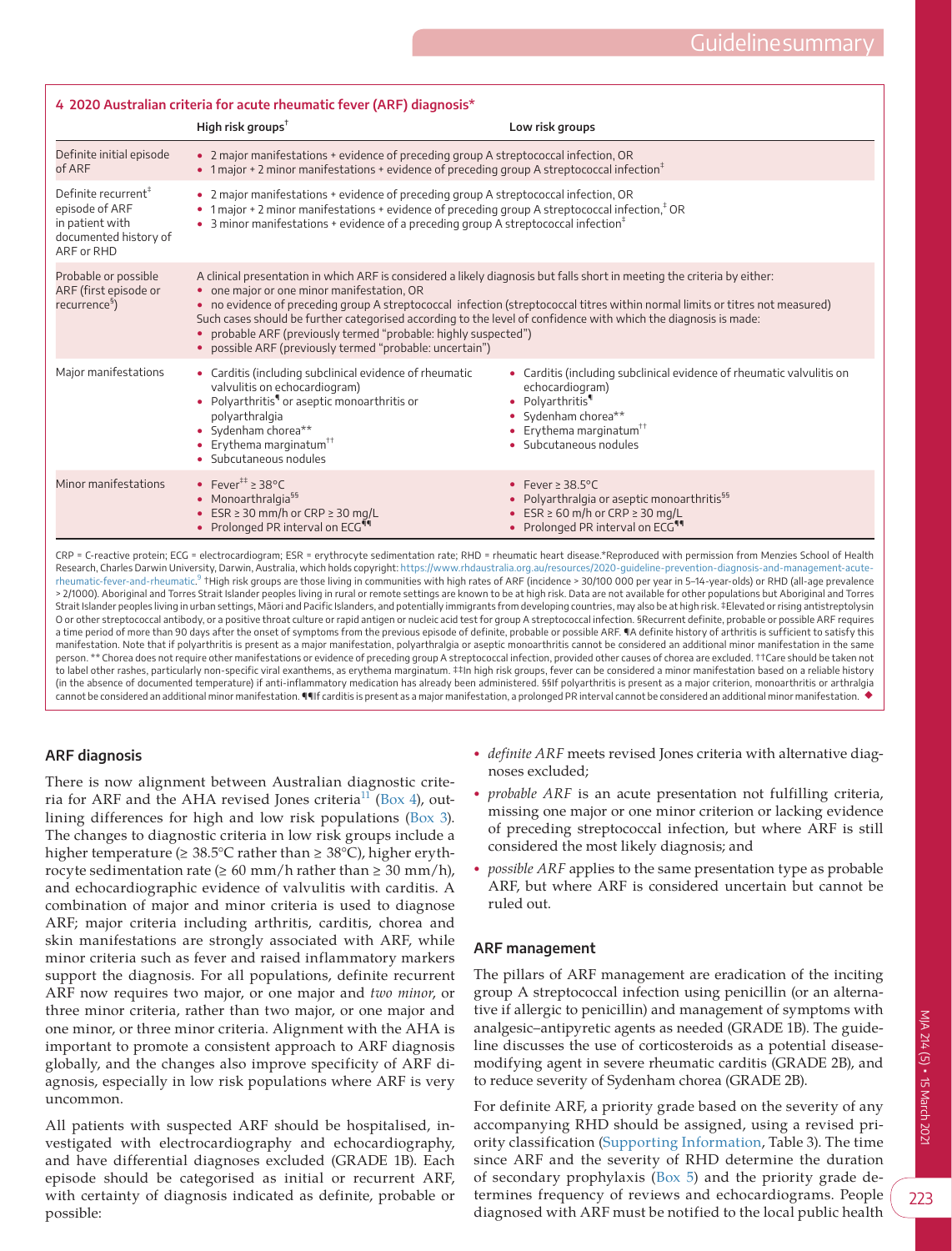**4 2020 Australian criteria for acute rheumatic fever (ARF) diagnosis***

| | High risk groups† | Low risk groups |
|---|---|---|
| Definite initial episode of ARF | • 2 major manifestations + evidence of preceding group A streptococcal infection, OR<br>• 1 major + 2 minor manifestations + evidence of preceding group A streptococcal infection‡ | |
| Definite recurrent‡ episode of ARF in patient with documented history of ARF or RHD | • 2 major manifestations + evidence of preceding group A streptococcal infection, OR<br>• 1 major + 2 minor manifestations + evidence of preceding group A streptococcal infection,‡ OR<br>• 3 minor manifestations + evidence of a preceding group A streptococcal infection‡ | |
| Probable or possible ARF (first episode or recurrence§) | A clinical presentation in which ARF is considered a likely diagnosis but falls short in meeting the criteria by either:<br>• one major or one minor manifestation, OR<br>• no evidence of preceding group A streptococcal infection (streptococcal titres within normal limits or titres not measured)<br>Such cases should be further categorised according to the level of confidence with which the diagnosis is made:<br>• probable ARF (previously termed "probable: highly suspected")<br>• possible ARF (previously termed "probable: uncertain") | |
| Major manifestations | • Carditis (including subclinical evidence of rheumatic valvulitis on echocardiogram)<br>• Polyarthritis¶ or aseptic monoarthritis or polyarthralgia<br>• Sydenham chorea**<br>• Erythema marginatum††<br>• Subcutaneous nodules | • Carditis (including subclinical evidence of rheumatic valvulitis on echocardiogram)<br>• Polyarthritis¶<br>• Sydenham chorea**<br>• Erythema marginatum††<br>• Subcutaneous nodules |
| Minor manifestations | • Fever‡‡ ≥ 38°C<br>• Monoarthralgia§§<br>• ESR ≥ 30 mm/h or CRP ≥ 30 mg/L<br>• Prolonged PR interval on ECG¶¶ | • Fever ≥ 38.5°C<br>• Polyarthralgia or aseptic monoarthritis§§<br>• ESR ≥ 60 m/h or CRP ≥ 30 mg/L<br>• Prolonged PR interval on ECG¶¶ |

CRP = C-reactive protein; ECG = electrocardiogram; ESR = erythrocyte sedimentation rate; RHD = rheumatic heart disease.*Reproduced with permission from Menzies School of Health Research, Charles Darwin University, Darwin, Australia, which holds copyright: https://www.rhdaustralia.org.au/resources/2020-guideline-prevention-diagnosis-and-management-acute-rheumatic-fever-and-rheumatic.[9] †High risk groups are those living in communities with high rates of ARF (incidence > 30/100 000 per year in 5–14-year-olds) or RHD (all-age prevalence > 2/1000). Aboriginal and Torres Strait Islander peoples living in rural or remote settings are known to be at high risk. Data are not available for other populations but Aboriginal and Torres Strait Islander peoples living in urban settings, Māori and Pacific Islanders, and potentially immigrants from developing countries, may also be at high risk. ‡Elevated or rising antistreptolysin O or other streptococcal antibody, or a positive throat culture or rapid antigen or nucleic acid test for group A streptococcal infection. §Recurrent definite, probable or possible ARF requires a time period of more than 90 days after the onset of symptoms from the previous episode of definite, probable or possible ARF. ¶A definite history of arthritis is sufficient to satisfy this manifestation. Note that if polyarthritis is present as a major manifestation, polyarthralgia or aseptic monoarthritis cannot be considered an additional minor manifestation in the same person. ** Chorea does not require other manifestations or evidence of preceding group A streptococcal infection, provided other causes of chorea are excluded. ††Care should be taken not to label other rashes, particularly non-specific viral exanthems, as erythema marginatum. ‡‡In high risk groups, fever can be considered a minor manifestation based on a reliable history (in the absence of documented temperature) if anti-inflammatory medication has already been administered. §§If polyarthritis is present as a major criterion, monoarthritis or arthralgia cannot be considered an additional minor manifestation. ¶¶If carditis is present as a major manifestation, a prolonged PR interval cannot be considered an additional minor manifestation. ◆

### ARF diagnosis

There is now alignment between Australian diagnostic criteria for ARF and the AHA revised Jones criteria[11] (Box 4), outlining differences for high and low risk populations (Box 3). The changes to diagnostic criteria in low risk groups include a higher temperature (≥ 38.5°C rather than ≥ 38°C), higher erythrocyte sedimentation rate (≥ 60 mm/h rather than ≥ 30 mm/h), and echocardiographic evidence of valvulitis with carditis. A combination of major and minor criteria is used to diagnose ARF; major criteria including arthritis, carditis, chorea and skin manifestations are strongly associated with ARF, while minor criteria such as fever and raised inflammatory markers support the diagnosis. For all populations, definite recurrent ARF now requires two major, or one major and *two minor*, or three minor criteria, rather than two major, or one major and one minor, or three minor criteria. Alignment with the AHA is important to promote a consistent approach to ARF diagnosis globally, and the changes also improve specificity of ARF diagnosis, especially in low risk populations where ARF is very uncommon.

All patients with suspected ARF should be hospitalised, investigated with electrocardiography and echocardiography, and have differential diagnoses excluded (GRADE 1B). Each episode should be categorised as initial or recurrent ARF, with certainty of diagnosis indicated as definite, probable or possible:

- *definite ARF* meets revised Jones criteria with alternative diagnoses excluded;
- *probable ARF* is an acute presentation not fulfilling criteria, missing one major or one minor criterion or lacking evidence of preceding streptococcal infection, but where ARF is still considered the most likely diagnosis; and
- *possible ARF* applies to the same presentation type as probable ARF, but where ARF is considered uncertain but cannot be ruled out.

### ARF management

The pillars of ARF management are eradication of the inciting group A streptococcal infection using penicillin (or an alternative if allergic to penicillin) and management of symptoms with analgesic–antipyretic agents as needed (GRADE 1B). The guideline discusses the use of corticosteroids as a potential disease-modifying agent in severe rheumatic carditis (GRADE 2B), and to reduce severity of Sydenham chorea (GRADE 2B).

For definite ARF, a priority grade based on the severity of any accompanying RHD should be assigned, using a revised priority classification (Supporting Information, Table 3). The time since ARF and the severity of RHD determine the duration of secondary prophylaxis (Box 5) and the priority grade determines frequency of reviews and echocardiograms. People diagnosed with ARF must be notified to the local public health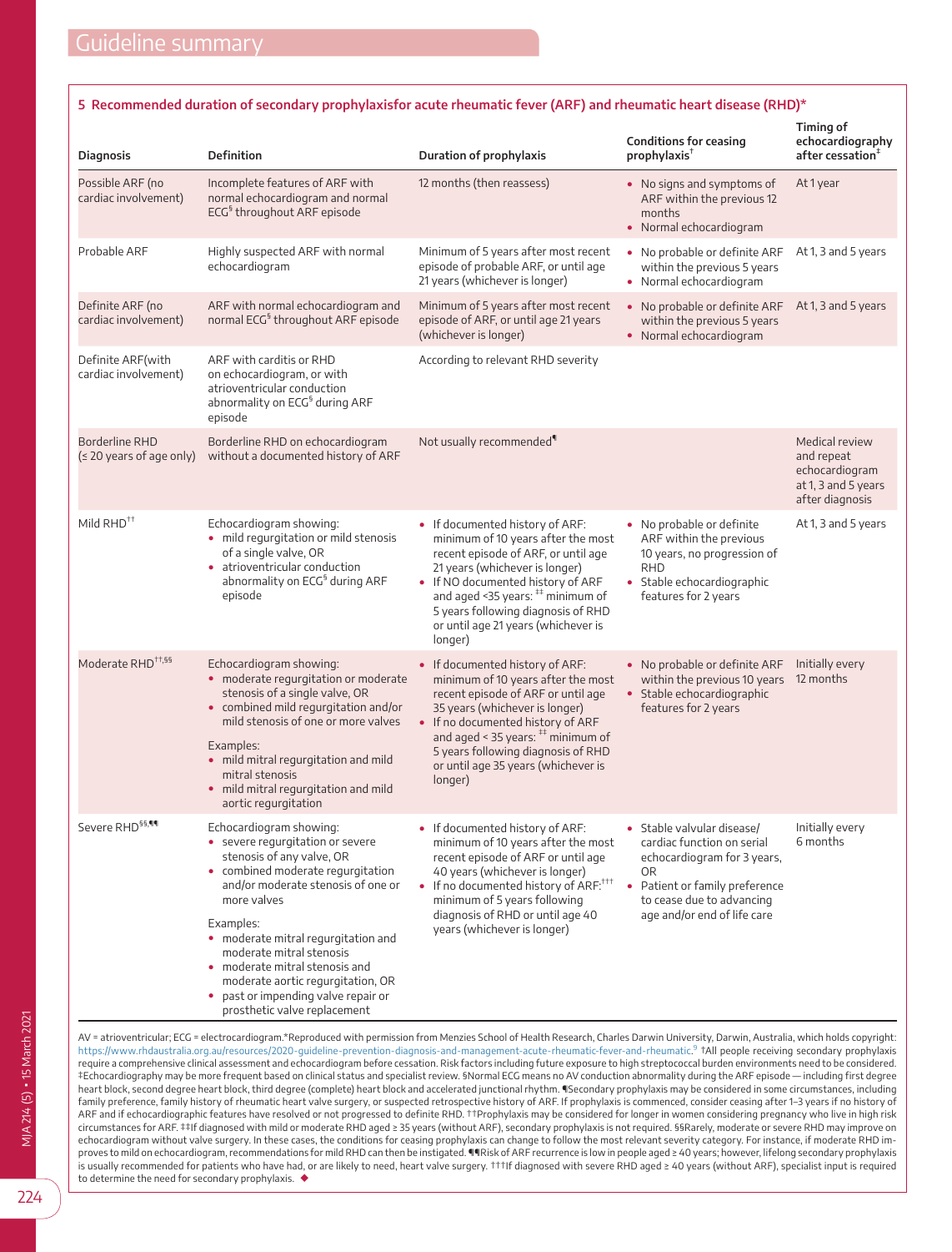## 5 Recommended duration of secondary prophylaxisfor acute rheumatic fever (ARF) and rheumatic heart disease (RHD)*

| Diagnosis | Definition | Duration of prophylaxis | Conditions for ceasing prophylaxis† | Timing of echocardiography after cessation‡ |
|---|---|---|---|---|
| Possible ARF (no cardiac involvement) | Incomplete features of ARF with normal echocardiogram and normal ECG§ throughout ARF episode | 12 months (then reassess) | • No signs and symptoms of ARF within the previous 12 months<br>• Normal echocardiogram | At 1 year |
| Probable ARF | Highly suspected ARF with normal echocardiogram | Minimum of 5 years after most recent episode of probable ARF, or until age 21 years (whichever is longer) | • No probable or definite ARF within the previous 5 years<br>• Normal echocardiogram | At 1, 3 and 5 years |
| Definite ARF (no cardiac involvement) | ARF with normal echocardiogram and normal ECG§ throughout ARF episode | Minimum of 5 years after most recent episode of ARF, or until age 21 years (whichever is longer) | • No probable or definite ARF within the previous 5 years<br>• Normal echocardiogram | At 1, 3 and 5 years |
| Definite ARF(with cardiac involvement) | ARF with carditis or RHD on echocardiogram, or with atrioventricular conduction abnormality on ECG§ during ARF episode | According to relevant RHD severity | | |
| Borderline RHD (≤ 20 years of age only) | Borderline RHD on echocardiogram without a documented history of ARF | Not usually recommended¶ | | Medical review and repeat echocardiogram at 1, 3 and 5 years after diagnosis |
| Mild RHD†† | Echocardiogram showing:<br>• mild regurgitation or mild stenosis of a single valve, OR<br>• atrioventricular conduction abnormality on ECG§ during ARF episode | • If documented history of ARF: minimum of 10 years after the most recent episode of ARF, or until age 21 years (whichever is longer)<br>• If NO documented history of ARF and aged <35 years:‡‡ minimum of 5 years following diagnosis of RHD or until age 21 years (whichever is longer) | • No probable or definite ARF within the previous 10 years, no progression of RHD<br>• Stable echocardiographic features for 2 years | At 1, 3 and 5 years |
| Moderate RHD††,§§ | Echocardiogram showing:<br>• moderate regurgitation or moderate stenosis of a single valve, OR<br>• combined mild regurgitation and/or mild stenosis of one or more valves<br>Examples:<br>• mild mitral regurgitation and mild mitral stenosis<br>• mild mitral regurgitation and mild aortic regurgitation | • If documented history of ARF: minimum of 10 years after the most recent episode of ARF or until age 35 years (whichever is longer)<br>• If no documented history of ARF and aged < 35 years:‡‡ minimum of 5 years following diagnosis of RHD or until age 35 years (whichever is longer) | • No probable or definite ARF within the previous 10 years<br>• Stable echocardiographic features for 2 years | Initially every 12 months |
| Severe RHD§§,¶¶ | Echocardiogram showing:<br>• severe regurgitation or severe stenosis of any valve, OR<br>• combined moderate regurgitation and/or moderate stenosis of one or more valves<br>Examples:<br>• moderate mitral regurgitation and moderate mitral stenosis<br>• moderate mitral stenosis and moderate aortic regurgitation, OR<br>• past or impending valve repair or prosthetic valve replacement | • If documented history of ARF: minimum of 10 years after the most recent episode of ARF or until age 40 years (whichever is longer)<br>• If no documented history of ARF:††† minimum of 5 years following diagnosis of RHD or until age 40 years (whichever is longer) | • Stable valvular disease/ cardiac function on serial echocardiogram for 3 years, OR<br>• Patient or family preference to cease due to advancing age and/or end of life care | Initially every 6 months |

AV = atrioventricular; ECG = electrocardiogram.*Reproduced with permission from Menzies School of Health Research, Charles Darwin University, Darwin, Australia, which holds copyright: https://www.rhdaustralia.org.au/resources/2020-guideline-prevention-diagnosis-and-management-acute-rheumatic-fever-and-rheumatic.[9] †All people receiving secondary prophylaxis require a comprehensive clinical assessment and echocardiogram before cessation. Risk factors including future exposure to high streptococcal burden environments need to be considered. ‡Echocardiography may be more frequent based on clinical status and specialist review. §Normal ECG means no AV conduction abnormality during the ARF episode — including first degree heart block, second degree heart block, third degree (complete) heart block and accelerated junctional rhythm. ¶Secondary prophylaxis may be considered in some circumstances, including family preference, family history of rheumatic heart valve surgery, or suspected retrospective history of ARF. If prophylaxis is commenced, consider ceasing after 1–3 years if no history of ARF and if echocardiographic features have resolved or not progressed to definite RHD. ††Prophylaxis may be considered for longer in women considering pregnancy who live in high risk circumstances for ARF. ‡‡If diagnosed with mild or moderate RHD aged ≥ 35 years (without ARF), secondary prophylaxis is not required. §§Rarely, moderate or severe RHD may improve on echocardiogram without valve surgery. In these cases, the conditions for ceasing prophylaxis can change to follow the most relevant severity category. For instance, if moderate RHD improves to mild on echocardiogram, recommendations for mild RHD can then be instigated. ¶¶Risk of ARF recurrence is low in people aged ≥ 40 years; however, lifelong secondary prophylaxis is usually recommended for patients who have had, or are likely to need, heart valve surgery. †††If diagnosed with severe RHD aged ≥ 40 years (without ARF), specialist input is required to determine the need for secondary prophylaxis. ◆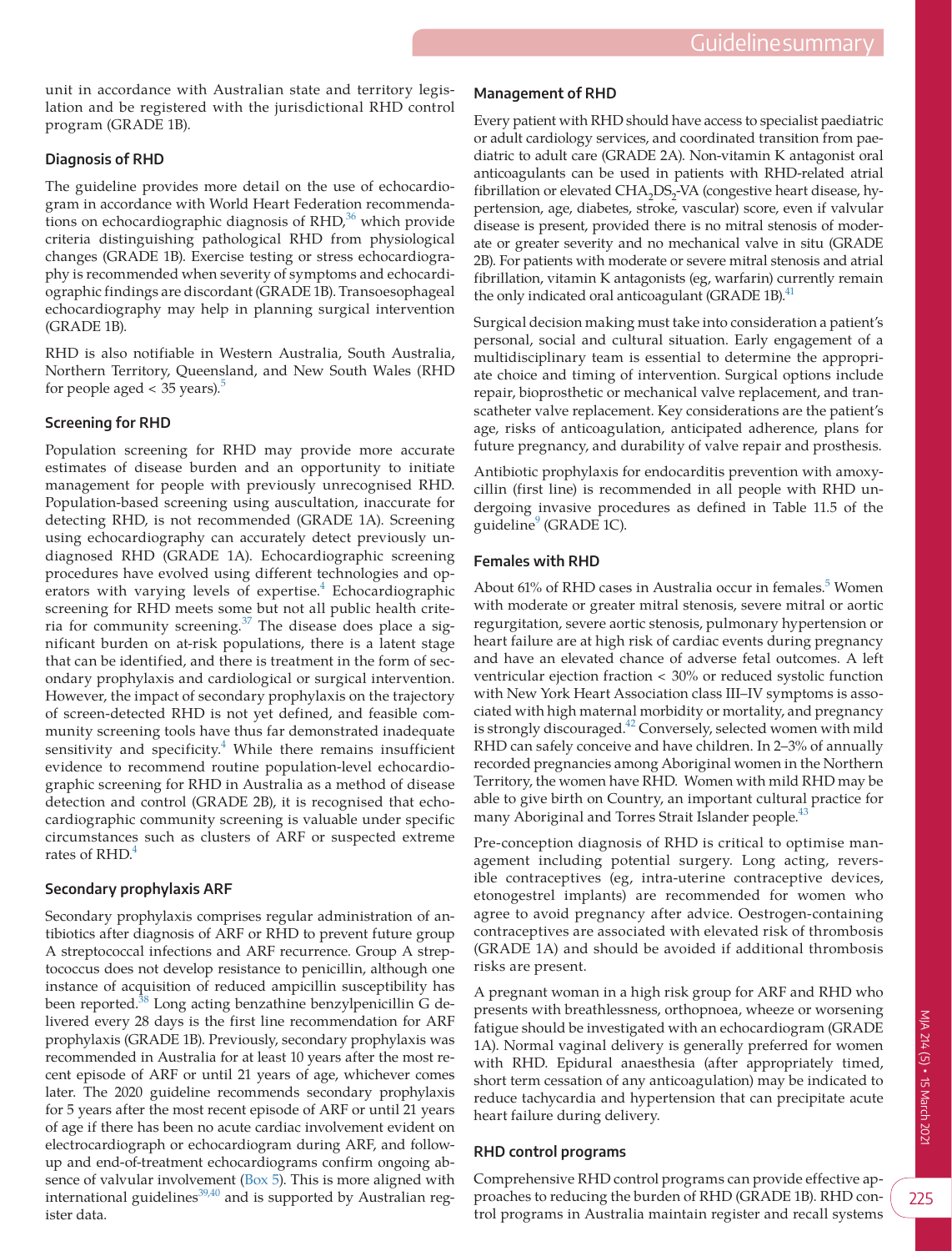unit in accordance with Australian state and territory legislation and be registered with the jurisdictional RHD control program (GRADE 1B).

### Diagnosis of RHD

The guideline provides more detail on the use of echocardiogram in accordance with World Heart Federation recommendations on echocardiographic diagnosis of RHD,[36] which provide criteria distinguishing pathological RHD from physiological changes (GRADE 1B). Exercise testing or stress echocardiography is recommended when severity of symptoms and echocardiographic findings are discordant (GRADE 1B). Transoesophageal echocardiography may help in planning surgical intervention (GRADE 1B).

RHD is also notifiable in Western Australia, South Australia, Northern Territory, Queensland, and New South Wales (RHD for people aged < 35 years).[5]

### Screening for RHD

Population screening for RHD may provide more accurate estimates of disease burden and an opportunity to initiate management for people with previously unrecognised RHD. Population-based screening using auscultation, inaccurate for detecting RHD, is not recommended (GRADE 1A). Screening using echocardiography can accurately detect previously undiagnosed RHD (GRADE 1A). Echocardiographic screening procedures have evolved using different technologies and operators with varying levels of expertise.[4] Echocardiographic screening for RHD meets some but not all public health criteria for community screening.[37] The disease does place a significant burden on at-risk populations, there is a latent stage that can be identified, and there is treatment in the form of secondary prophylaxis and cardiological or surgical intervention. However, the impact of secondary prophylaxis on the trajectory of screen-detected RHD is not yet defined, and feasible community screening tools have thus far demonstrated inadequate sensitivity and specificity.[4] While there remains insufficient evidence to recommend routine population-level echocardiographic screening for RHD in Australia as a method of disease detection and control (GRADE 2B), it is recognised that echocardiographic community screening is valuable under specific circumstances such as clusters of ARF or suspected extreme rates of RHD.[4]

### Secondary prophylaxis ARF

Secondary prophylaxis comprises regular administration of antibiotics after diagnosis of ARF or RHD to prevent future group A streptococcal infections and ARF recurrence. Group A streptococcus does not develop resistance to penicillin, although one instance of acquisition of reduced ampicillin susceptibility has been reported.[38] Long acting benzathine benzylpenicillin G delivered every 28 days is the first line recommendation for ARF prophylaxis (GRADE 1B). Previously, secondary prophylaxis was recommended in Australia for at least 10 years after the most recent episode of ARF or until 21 years of age, whichever comes later. The 2020 guideline recommends secondary prophylaxis for 5 years after the most recent episode of ARF or until 21 years of age if there has been no acute cardiac involvement evident on electrocardiograph or echocardiogram during ARF, and follow-up and end-of-treatment echocardiograms confirm ongoing absence of valvular involvement (Box 5). This is more aligned with international guidelines[39,40] and is supported by Australian register data.

### Management of RHD

Every patient with RHD should have access to specialist paediatric or adult cardiology services, and coordinated transition from paediatric to adult care (GRADE 2A). Non-vitamin K antagonist oral anticoagulants can be used in patients with RHD-related atrial fibrillation or elevated $CHA_2DS_2$-VA (congestive heart disease, hypertension, age, diabetes, stroke, vascular) score, even if valvular disease is present, provided there is no mitral stenosis of moderate or greater severity and no mechanical valve in situ (GRADE 2B). For patients with moderate or severe mitral stenosis and atrial fibrillation, vitamin K antagonists (eg, warfarin) currently remain the only indicated oral anticoagulant (GRADE 1B).[41]

Surgical decision making must take into consideration a patient's personal, social and cultural situation. Early engagement of a multidisciplinary team is essential to determine the appropriate choice and timing of intervention. Surgical options include repair, bioprosthetic or mechanical valve replacement, and transcatheter valve replacement. Key considerations are the patient's age, risks of anticoagulation, anticipated adherence, plans for future pregnancy, and durability of valve repair and prosthesis.

Antibiotic prophylaxis for endocarditis prevention with amoxycillin (first line) is recommended in all people with RHD undergoing invasive procedures as defined in Table 11.5 of the guideline[9] (GRADE 1C).

### Females with RHD

About 61% of RHD cases in Australia occur in females.[5] Women with moderate or greater mitral stenosis, severe mitral or aortic regurgitation, severe aortic stenosis, pulmonary hypertension or heart failure are at high risk of cardiac events during pregnancy and have an elevated chance of adverse fetal outcomes. A left ventricular ejection fraction < 30% or reduced systolic function with New York Heart Association class III–IV symptoms is associated with high maternal morbidity or mortality, and pregnancy is strongly discouraged.[42] Conversely, selected women with mild RHD can safely conceive and have children. In 2–3% of annually recorded pregnancies among Aboriginal women in the Northern Territory, the women have RHD. Women with mild RHD may be able to give birth on Country, an important cultural practice for many Aboriginal and Torres Strait Islander people.[43]

Pre-conception diagnosis of RHD is critical to optimise management including potential surgery. Long acting, reversible contraceptives (eg, intra-uterine contraceptive devices, etonogestrel implants) are recommended for women who agree to avoid pregnancy after advice. Oestrogen-containing contraceptives are associated with elevated risk of thrombosis (GRADE 1A) and should be avoided if additional thrombosis risks are present.

A pregnant woman in a high risk group for ARF and RHD who presents with breathlessness, orthopnoea, wheeze or worsening fatigue should be investigated with an echocardiogram (GRADE 1A). Normal vaginal delivery is generally preferred for women with RHD. Epidural anaesthesia (after appropriately timed, short term cessation of any anticoagulation) may be indicated to reduce tachycardia and hypertension that can precipitate acute heart failure during delivery.

### RHD control programs

Comprehensive RHD control programs can provide effective approaches to reducing the burden of RHD (GRADE 1B). RHD control programs in Australia maintain register and recall systems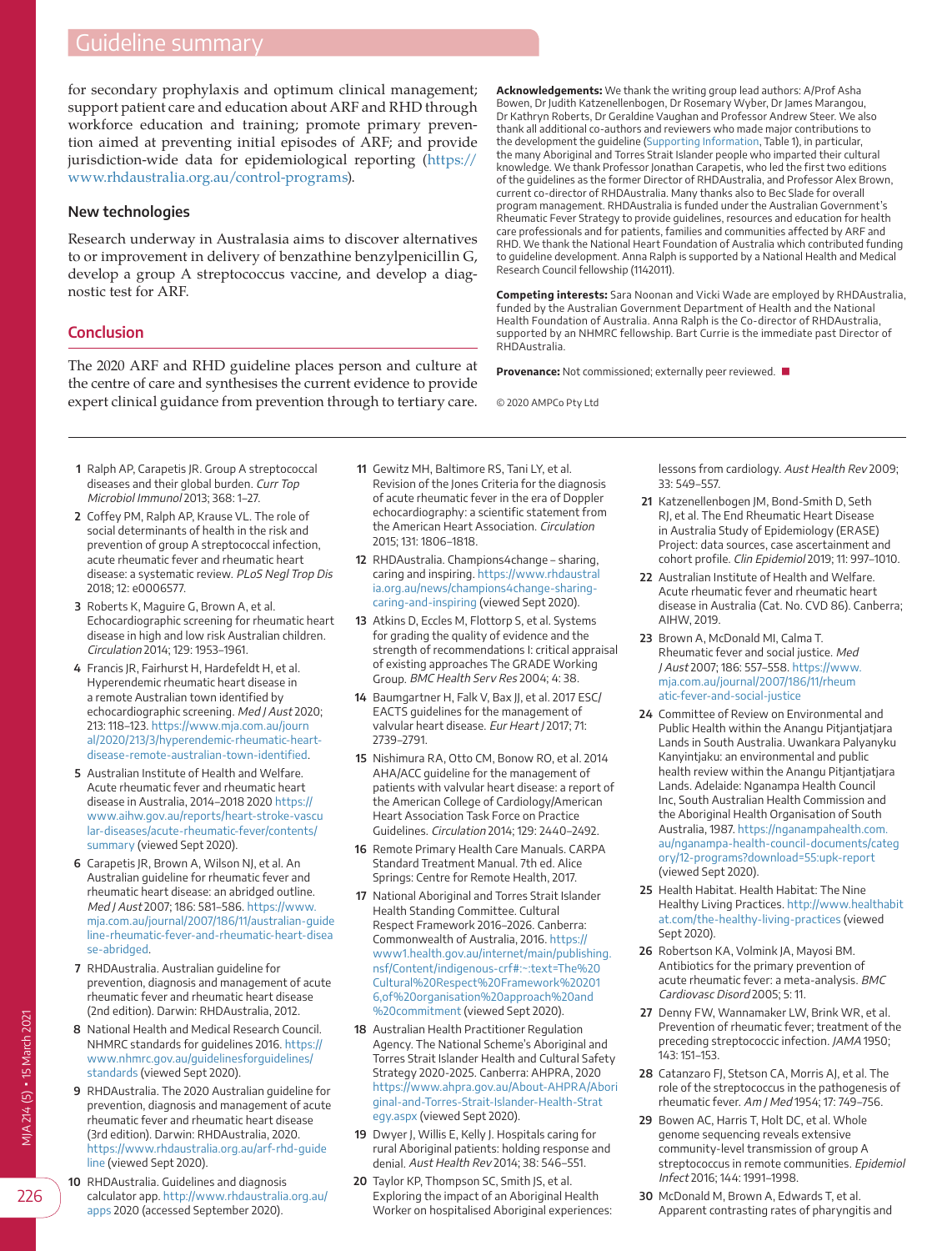for secondary prophylaxis and optimum clinical management; support patient care and education about ARF and RHD through workforce education and training; promote primary prevention aimed at preventing initial episodes of ARF; and provide jurisdiction-wide data for epidemiological reporting (https://www.rhdaustralia.org.au/control-programs).

## New technologies

Research underway in Australasia aims to discover alternatives to or improvement in delivery of benzathine benzylpenicillin G, develop a group A streptococcus vaccine, and develop a diagnostic test for ARF.

## Conclusion

The 2020 ARF and RHD guideline places person and culture at the centre of care and synthesises the current evidence to provide expert clinical guidance from prevention through to tertiary care.

**Acknowledgements:** We thank the writing group lead authors: A/Prof Asha Bowen, Dr Judith Katzenellenbogen, Dr Rosemary Wyber, Dr James Marangou, Dr Kathryn Roberts, Dr Geraldine Vaughan and Professor Andrew Steer. We also thank all additional co-authors and reviewers who made major contributions to the development the guideline (Supporting Information, Table 1), in particular, the many Aboriginal and Torres Strait Islander people who imparted their cultural knowledge. We thank Professor Jonathan Carapetis, who led the first two editions of the guidelines as the former Director of RHDAustralia, and Professor Alex Brown, current co-director of RHDAustralia. Many thanks also to Bec Slade for overall program management. RHDAustralia is funded under the Australian Government's Rheumatic Fever Strategy to provide guidelines, resources and education for health care professionals and for patients, families and communities affected by ARF and RHD. We thank the National Heart Foundation of Australia which contributed funding to guideline development. Anna Ralph is supported by a National Health and Medical Research Council fellowship (1142011).

**Competing interests:** Sara Noonan and Vicki Wade are employed by RHDAustralia, funded by the Australian Government Department of Health and the National Health Foundation of Australia. Anna Ralph is the Co-director of RHDAustralia, supported by an NHMRC fellowship. Bart Currie is the immediate past Director of RHDAustralia.

**Provenance:** Not commissioned; externally peer reviewed. ■

© 2020 AMPCo Pty Ltd

1. Ralph AP, Carapetis JR. Group A streptococcal diseases and their global burden. *Curr Top Microbiol Immunol* 2013; 368: 1–27.
2. Coffey PM, Ralph AP, Krause VL. The role of social determinants of health in the risk and prevention of group A streptococcal infection, acute rheumatic fever and rheumatic heart disease: a systematic review. *PLoS Negl Trop Dis* 2018; 12: e0006577.
3. Roberts K, Maguire G, Brown A, et al. Echocardiographic screening for rheumatic heart disease in high and low risk Australian children. *Circulation* 2014; 129: 1953–1961.
4. Francis JR, Fairhurst H, Hardefeldt H, et al. Hyperendemic rheumatic heart disease in a remote Australian town identified by echocardiographic screening. *Med J Aust* 2020; 213: 118–123. https://www.mja.com.au/journal/2020/213/3/hyperendemic-rheumatic-heart-disease-remote-australian-town-identified.
5. Australian Institute of Health and Welfare. Acute rheumatic fever and rheumatic heart disease in Australia, 2014–2018 2020 https://www.aihw.gov.au/reports/heart-stroke-vascular-diseases/acute-rheumatic-fever/contents/summary (viewed Sept 2020).
6. Carapetis JR, Brown A, Wilson NJ, et al. An Australian guideline for rheumatic fever and rheumatic heart disease: an abridged outline. *Med J Aust* 2007; 186: 581–586. https://www.mja.com.au/journal/2007/186/11/australian-guideline-rheumatic-fever-and-rheumatic-heart-disease-abridged.
7. RHDAustralia. Australian guideline for prevention, diagnosis and management of acute rheumatic fever and rheumatic heart disease (2nd edition). Darwin: RHDAustralia, 2012.
8. National Health and Medical Research Council. NHMRC standards for guidelines 2016. https://www.nhmrc.gov.au/guidelinesforguidelines/standards (viewed Sept 2020).
9. RHDAustralia. The 2020 Australian guideline for prevention, diagnosis and management of acute rheumatic fever and rheumatic heart disease (3rd edition). Darwin: RHDAustralia, 2020. https://www.rhdaustralia.org.au/arf-rhd-guideline (viewed Sept 2020).
10. RHDAustralia. Guidelines and diagnosis calculator app. http://www.rhdaustralia.org.au/apps 2020 (accessed September 2020).
11. Gewitz MH, Baltimore RS, Tani LY, et al. Revision of the Jones Criteria for the diagnosis of acute rheumatic fever in the era of Doppler echocardiography: a scientific statement from the American Heart Association. *Circulation* 2015; 131: 1806–1818.
12. RHDAustralia. Champions4change – sharing, caring and inspiring. https://www.rhdaustralia.org.au/news/champions4change-sharing-caring-and-inspiring (viewed Sept 2020).
13. Atkins D, Eccles M, Flottorp S, et al. Systems for grading the quality of evidence and the strength of recommendations I: critical appraisal of existing approaches The GRADE Working Group. *BMC Health Serv Res* 2004; 4: 38.
14. Baumgartner H, Falk V, Bax JJ, et al. 2017 ESC/EACTS guidelines for the management of valvular heart disease. *Eur Heart J* 2017; 71: 2739–2791.
15. Nishimura RA, Otto CM, Bonow RO, et al. 2014 AHA/ACC guideline for the management of patients with valvular heart disease: a report of the American College of Cardiology/American Heart Association Task Force on Practice Guidelines. *Circulation* 2014; 129: 2440–2492.
16. Remote Primary Health Care Manuals. CARPA Standard Treatment Manual. 7th ed. Alice Springs: Centre for Remote Health, 2017.
17. National Aboriginal and Torres Strait Islander Health Standing Committee. Cultural Respect Framework 2016–2026. Canberra: Commonwealth of Australia, 2016. https://www1.health.gov.au/internet/main/publishing.nsf/Content/indigenous-crf#:~:text=The%20Cultural%20Respect%20Framework%202016,of%20organisation%20approach%20and%20commitment (viewed Sept 2020).
18. Australian Health Practitioner Regulation Agency. The National Scheme's Aboriginal and Torres Strait Islander Health and Cultural Safety Strategy 2020-2025. Canberra: AHPRA, 2020 https://www.ahpra.gov.au/About-AHPRA/Aboriginal-and-Torres-Strait-Islander-Health-Strategy.aspx (viewed Sept 2020).
19. Dwyer J, Willis E, Kelly J. Hospitals caring for rural Aboriginal patients: holding response and denial. *Aust Health Rev* 2014; 38: 546–551.
20. Taylor KP, Thompson SC, Smith JS, et al. Exploring the impact of an Aboriginal Health Worker on hospitalised Aboriginal experiences: lessons from cardiology. *Aust Health Rev* 2009; 33: 549–557.
21. Katzenellenbogen JM, Bond-Smith D, Seth RJ, et al. The End Rheumatic Heart Disease in Australia Study of Epidemiology (ERASE) Project: data sources, case ascertainment and cohort profile. *Clin Epidemiol* 2019; 11: 997–1010.
22. Australian Institute of Health and Welfare. Acute rheumatic fever and rheumatic heart disease in Australia (Cat. No. CVD 86). Canberra; AIHW, 2019.
23. Brown A, McDonald MI, Calma T. Rheumatic fever and social justice. *Med J Aust* 2007; 186: 557–558. https://www.mja.com.au/journal/2007/186/11/rheumatic-fever-and-social-justice
24. Committee of Review on Environmental and Public Health within the Anangu Pitjantjatjara Lands in South Australia. Uwankara Palyanyku Kanyintjaku: an environmental and public health review within the Anangu Pitjantjatjara Lands. Adelaide: Nganampa Health Council Inc, South Australian Health Commission and the Aboriginal Health Organisation of South Australia, 1987. https://nganampahealth.com.au/nganampa-health-council-documents/category/12-programs?download=55:upk-report (viewed Sept 2020).
25. Health Habitat. Health Habitat: The Nine Healthy Living Practices. http://www.healthabitat.com/the-healthy-living-practices (viewed Sept 2020).
26. Robertson KA, Volmink JA, Mayosi BM. Antibiotics for the primary prevention of acute rheumatic fever: a meta-analysis. *BMC Cardiovasc Disord* 2005; 5: 11.
27. Denny FW, Wannamaker LW, Brink WR, et al. Prevention of rheumatic fever; treatment of the preceding streptococcic infection. *JAMA* 1950; 143: 151–153.
28. Catanzaro FJ, Stetson CA, Morris AJ, et al. The role of the streptococcus in the pathogenesis of rheumatic fever. *Am J Med* 1954; 17: 749–756.
29. Bowen AC, Harris T, Holt DC, et al. Whole genome sequencing reveals extensive community-level transmission of group A streptococcus in remote communities. *Epidemiol Infect* 2016; 144: 1991–1998.
30. McDonald M, Brown A, Edwards T, et al. Apparent contrasting rates of pharyngitis and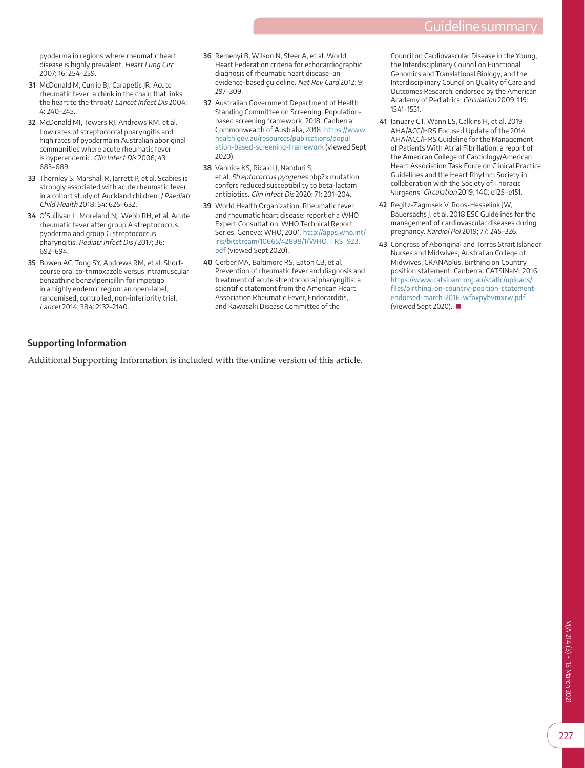pyoderma in regions where rheumatic heart disease is highly prevalent. *Heart Lung Circ* 2007; 16: 254–259.

31 McDonald M, Currie BJ, Carapetis JR. Acute rheumatic fever: a chink in the chain that links the heart to the throat? *Lancet Infect Dis* 2004; 4: 240–245.

32 McDonald MI, Towers RJ, Andrews RM, et al. Low rates of streptococcal pharyngitis and high rates of pyoderma in Australian aboriginal communities where acute rheumatic fever is hyperendemic. *Clin Infect Dis* 2006; 43: 683–689.

33 Thornley S, Marshall R, Jarrett P, et al. Scabies is strongly associated with acute rheumatic fever in a cohort study of Auckland children. *J Paediatr Child Health* 2018; 54: 625–632.

34 O'Sullivan L, Moreland NJ, Webb RH, et al. Acute rheumatic fever after group A streptococcus pyoderma and group G streptococcus pharyngitis. *Pediatr Infect Dis J* 2017; 36: 692–694.

35 Bowen AC, Tong SY, Andrews RM, et al. Short-course oral co-trimoxazole versus intramuscular benzathine benzylpenicillin for impetigo in a highly endemic region: an open-label, randomised, controlled, non-inferiority trial. *Lancet* 2014; 384: 2132–2140.

36 Remenyi B, Wilson N, Steer A, et al. World Heart Federation criteria for echocardiographic diagnosis of rheumatic heart disease–an evidence-based guideline. *Nat Rev Card* 2012; 9: 297–309.

37 Australian Government Department of Health Standing Committee on Screening. Population-based screening framework. 2018. Canberra: Commonwealth of Australia, 2018. https://www.health.gov.au/resources/publications/population-based-screening-framework (viewed Sept 2020).

38 Vannice KS, Ricaldi J, Nanduri S, et al. *Streptococcus pyogenes* pbp2x mutation confers reduced susceptibility to beta-lactam antibiotics. *Clin Infect Dis* 2020; 71: 201–204.

39 World Health Organization. Rheumatic fever and rheumatic heart disease: report of a WHO Expert Consultation. WHO Technical Report Series. Geneva: WHO, 2001. http://apps.who.int/iris/bitstream/10665/42898/1/WHO_TRS_923.pdf (viewed Sept 2020).

40 Gerber MA, Baltimore RS, Eaton CB, et al. Prevention of rheumatic fever and diagnosis and treatment of acute streptococcal pharyngitis: a scientific statement from the American Heart Association Rheumatic Fever, Endocarditis, and Kawasaki Disease Committee of the Council on Cardiovascular Disease in the Young, the Interdisciplinary Council on Functional Genomics and Translational Biology, and the Interdisciplinary Council on Quality of Care and Outcomes Research: endorsed by the American Academy of Pediatrics. *Circulation* 2009; 119: 1541–1551.

41 January CT, Wann LS, Calkins H, et al. 2019 AHA/ACC/HRS Focused Update of the 2014 AHA/ACC/HRS Guideline for the Management of Patients With Atrial Fibrillation: a report of the American College of Cardiology/American Heart Association Task Force on Clinical Practice Guidelines and the Heart Rhythm Society in collaboration with the Society of Thoracic Surgeons. *Circulation* 2019; 140: e125–e151.

42 Regitz-Zagrosek V, Roos-Hesselink JW, Bauersachs J, et al. 2018 ESC Guidelines for the management of cardiovascular diseases during pregnancy. *Kardiol Pol* 2019; 77: 245–326.

43 Congress of Aboriginal and Torres Strait Islander Nurses and Midwives, Australian College of Midwives, CRANAplus. Birthing on Country position statement. Canberra: CATSINaM, 2016. https://www.catsinam.org.au/static/uploads/files/birthing-on-country-position-statement-endorsed-march-2016-wfaxpyhvmxrw.pdf (viewed Sept 2020). ■

## Supporting Information

Additional Supporting Information is included with the online version of this article.